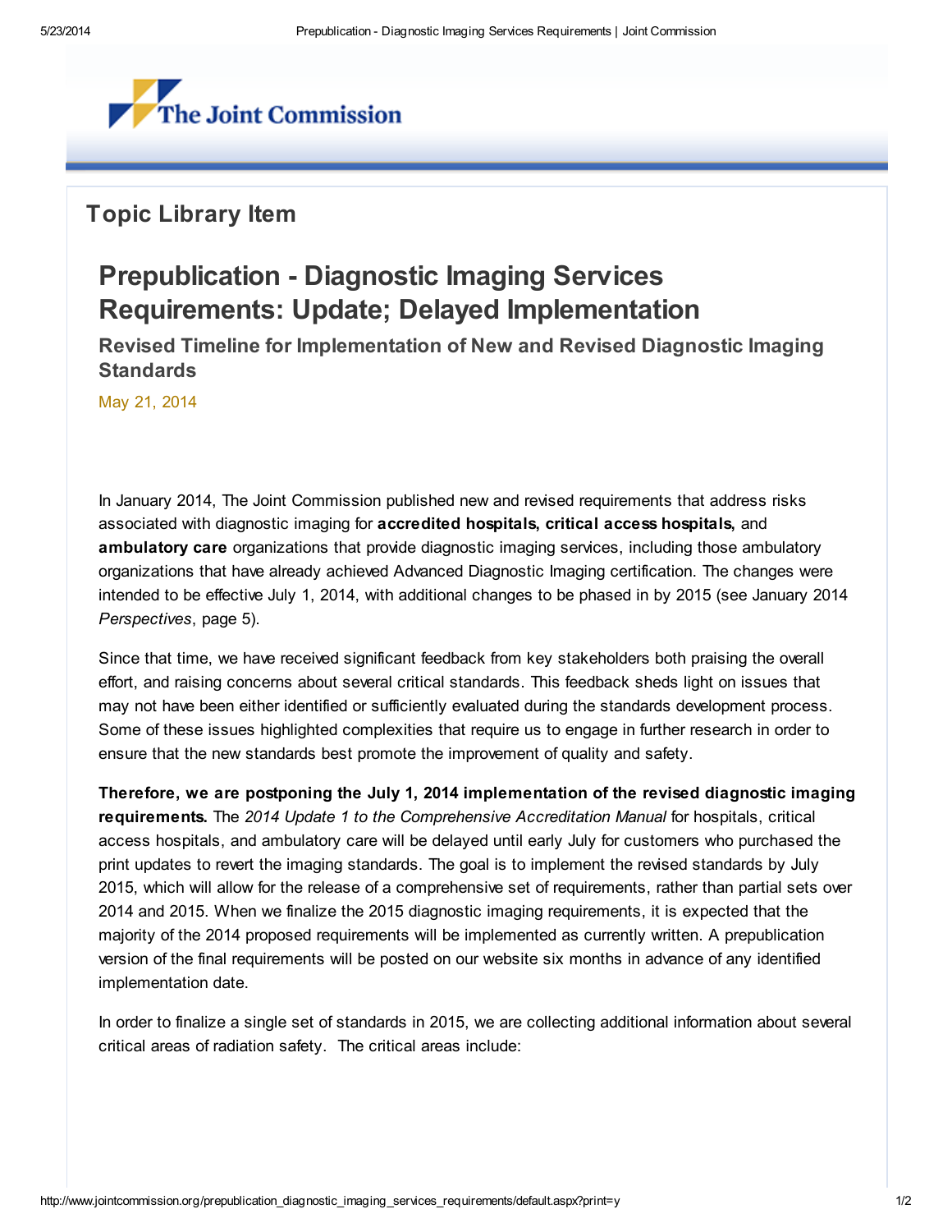The Joint Commission

## Topic Library Item

# Prepublication - Diagnostic Imaging Services Requirements: Update; Delayed Implementation

### Revised Timeline for Implementation of New and Revised Diagnostic Imaging Standards

May 21, 2014

In January 2014, The Joint Commission published new and revised requirements that address risks associated with diagnostic imaging for **accredited hospitals, critical access hospitals,** and **ambulatory care** organizations that provide diagnostic imaging services, including those ambulatory organizations that have already achieved Advanced Diagnostic Imaging certification. The changes were intended to be effective July 1, 2014, with additional changes to be phased in by 2015 (see January 2014 *Perspectives*, page 5).

Since that time, we have received significant feedback from key stakeholders both praising the overall effort, and raising concerns about several critical standards. This feedback sheds light on issues that may not have been either identified or sufficiently evaluated during the standards development process. Some of these issues highlighted complexities that require us to engage in further research in order to ensure that the new standards best promote the improvement of quality and safety.

**Therefore, we are postponing the July 1, 2014 implementation of the revised diagnostic imaging requirements.** The *2014 Update 1 to the Comprehensive Accreditation Manual* for hospitals, critical access hospitals, and ambulatory care will be delayed until early July for customers who purchased the print updates to revert the imaging standards. The goal is to implement the revised standards by July 2015, which will allow for the release of a comprehensive set of requirements, rather than partial sets over 2014 and 2015. When we finalize the 2015 diagnostic imaging requirements, it is expected that the majority of the 2014 proposed requirements will be implemented as currently written. A prepublication version of the final requirements will be posted on our website six months in advance of any identified implementation date.

In order to finalize a single set of standards in 2015, we are collecting additional information about several critical areas of radiation safety. The critical areas include: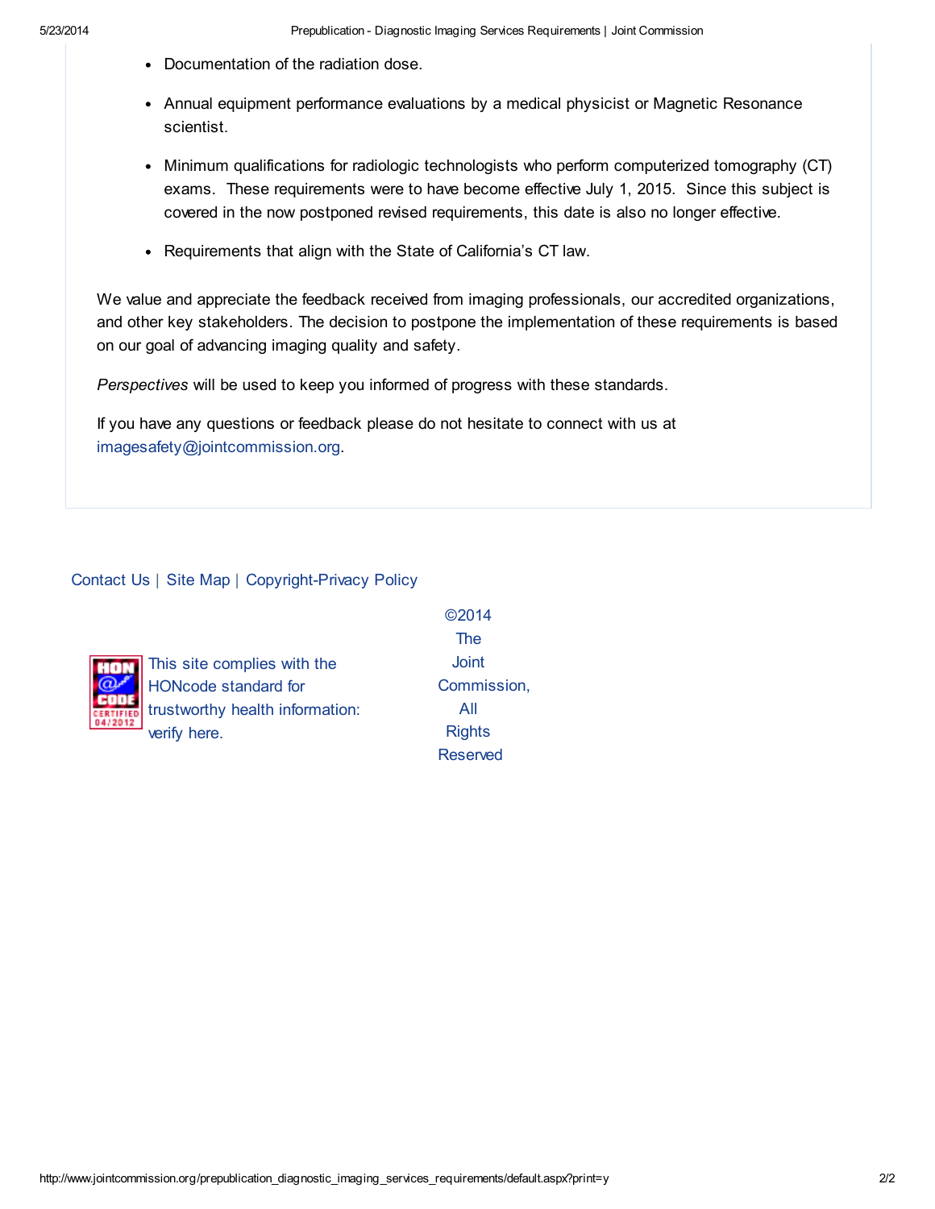- Documentation of the radiation dose.
- Annual equipment performance evaluations by a medical physicist or Magnetic Resonance scientist.
- Minimum qualifications for radiologic technologists who perform computerized tomography (CT) exams. These requirements were to have become effective July 1, 2015. Since this subject is covered in the now postponed revised requirements, this date is also no longer effective.
- Requirements that align with the State of California's CT law.

We value and appreciate the feedback received from imaging professionals, our accredited organizations, and other key stakeholders. The decision to postpone the implementation of these requirements is based on our goal of advancing imaging quality and safety.

*Perspectives* will be used to keep you informed of progress with these standards.

If you have any questions or feedback please do not hesitate to connect with us at imagesafety@jointcommission.org.

Contact Us | Site Map | Copyright-Privacy Policy

This site complies with the HONcode standard for trustworthy health information: verify here.

©2014 The Joint Commission, All Rights Reserved